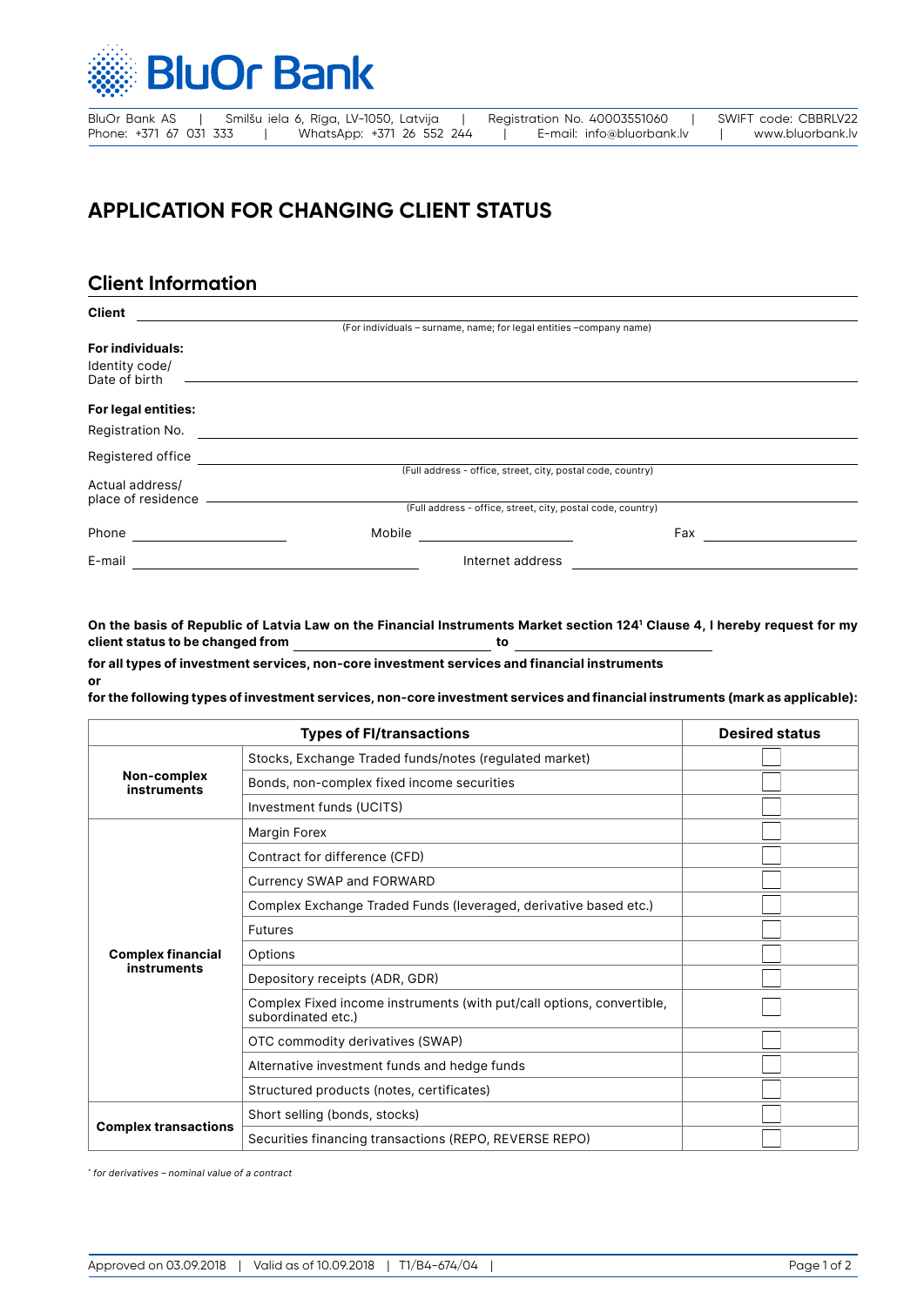BluOr Bank

BluOr Bank AS | Smilšu iela 6, Rīga, LV-1050, Latvija | Registration No. 40003551060 | SWIFT code: CBBRLV22
Phone: +371 67 031 333 | WhatsApp: +371 26 552 244 | E-mail: info@bluorbank.lv | www.bluorbank.lv

# APPLICATION FOR CHANGING CLIENT STATUS

## Client Information

**Client** ______________________________________________
(For individuals – surname, name; for legal entities –company name)

**For individuals:**

Identity code/
Date of birth ______________________________________________

**For legal entities:**

Registration No. ______________________________________________

Registered office ______________________________________________
(Full address - office, street, city, postal code, country)

Actual address/
place of residence ______________________________________________
(Full address - office, street, city, postal code, country)

Phone ____________ Mobile ____________ Fax ____________

E-mail ____________ Internet address ____________

**On the basis of Republic of Latvia Law on the Financial Instruments Market section 124[1] Clause 4, I hereby request for my client status to be changed from ____________ to ____________**

**for all types of investment services, non-core investment services and financial instruments**

**or**

**for the following types of investment services, non-core investment services and financial instruments (mark as applicable):**

| Types of FI/transactions | | Desired status |
|---|---|---|
| **Non-complex instruments** | Stocks, Exchange Traded funds/notes (regulated market) | ☐ |
| | Bonds, non-complex fixed income securities | ☐ |
| | Investment funds (UCITS) | ☐ |
| **Complex financial instruments** | Margin Forex | ☐ |
| | Contract for difference (CFD) | ☐ |
| | Currency SWAP and FORWARD | ☐ |
| | Complex Exchange Traded Funds (leveraged, derivative based etc.) | ☐ |
| | Futures | ☐ |
| | Options | ☐ |
| | Depository receipts (ADR, GDR) | ☐ |
| | Complex Fixed income instruments (with put/call options, convertible, subordinated etc.) | ☐ |
| | OTC commodity derivatives (SWAP) | ☐ |
| | Alternative investment funds and hedge funds | ☐ |
| | Structured products (notes, certificates) | ☐ |
| **Complex transactions** | Short selling (bonds, stocks) | ☐ |
| | Securities financing transactions (REPO, REVERSE REPO) | ☐ |

*[*] for derivatives – nominal value of a contract*

Approved on 03.09.2018 | Valid as of 10.09.2018 | T1/B4-674/04 |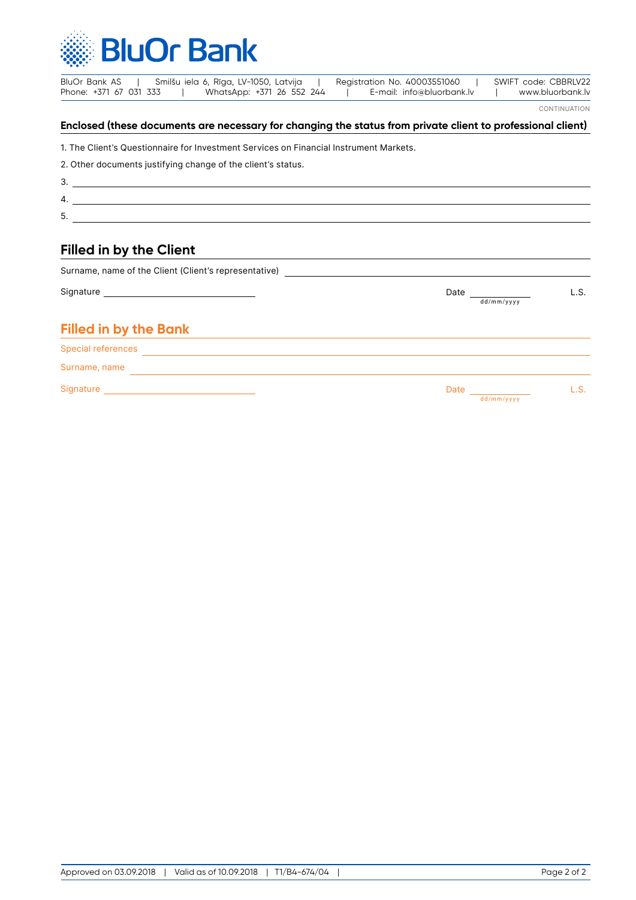BluOr Bank

BluOr Bank AS | Smilšu iela 6, Rīga, LV-1050, Latvija | Registration No. 40003551060 | SWIFT code: CBBRLV22
Phone: +371 67 031 333 | WhatsApp: +371 26 552 244 | E-mail: info@bluorbank.lv | www.bluorbank.lv

CONTINUATION

**Enclosed (these documents are necessary for changing the status from private client to professional client)**

1. The Client's Questionnaire for Investment Services on Financial Instrument Markets.
2. Other documents justifying change of the client's status.
3. ______________________________
4. ______________________________
5. ______________________________

## Filled in by the Client

Surname, name of the Client (Client's representative) ______________________________

Signature ______________________ Date __________ (dd/mm/yyyy) L.S.

## Filled in by the Bank

Special references ______________________________

Surname, name ______________________________

Signature ______________________ Date __________ (dd/mm/yyyy) L.S.

Approved on 03.09.2018 | Valid as of 10.09.2018 | T1/B4-674/04 |